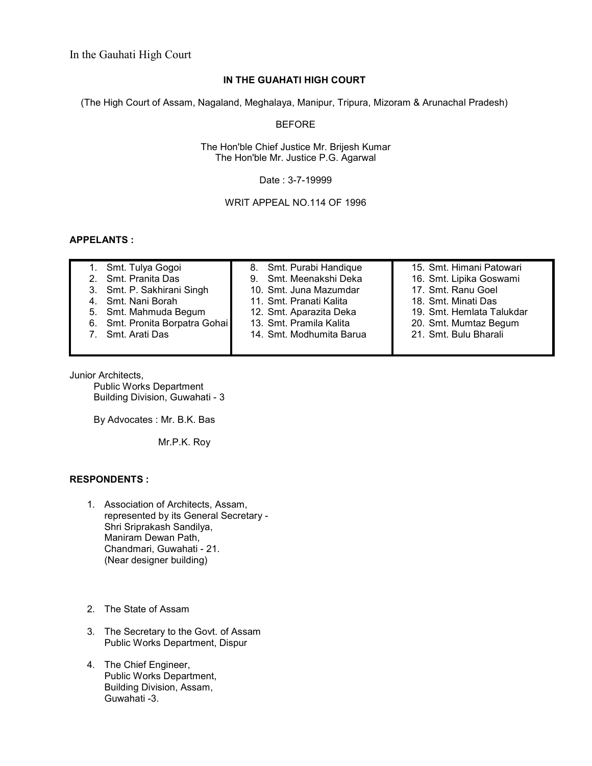In the Gauhati High Court

**IN THE GUAHATI HIGH COURT**

(The High Court of Assam, Nagaland, Meghalaya, Manipur, Tripura, Mizoram & Arunachal Pradesh)

BEFORE

The Hon'ble Chief Justice Mr. Brijesh Kumar
The Hon'ble Mr. Justice P.G. Agarwal

Date : 3-7-19999

WRIT APPEAL NO.114 OF 1996

**APPELANTS :**

| | | |
|---|---|---|
| 1. Smt. Tulya Gogoi | 8. Smt. Purabi Handique | 15. Smt. Himani Patowari |
| 2. Smt. Pranita Das | 9. Smt. Meenakshi Deka | 16. Smt. Lipika Goswami |
| 3. Smt. P. Sakhirani Singh | 10. Smt. Juna Mazumdar | 17. Smt. Ranu Goel |
| 4. Smt. Nani Borah | 11. Smt. Pranati Kalita | 18. Smt. Minati Das |
| 5. Smt. Mahmuda Begum | 12. Smt. Aparazita Deka | 19. Smt. Hemlata Talukdar |
| 6. Smt. Pronita Borpatra Gohai | 13. Smt. Pramila Kalita | 20. Smt. Mumtaz Begum |
| 7. Smt. Arati Das | 14. Smt. Modhumita Barua | 21. Smt. Bulu Bharali |

Junior Architects,
Public Works Department
Building Division, Guwahati - 3

By Advocates : Mr. B.K. Bas

Mr.P.K. Roy

**RESPONDENTS :**

1. Association of Architects, Assam,
   represented by its General Secretary -
   Shri Sriprakash Sandilya,
   Maniram Dewan Path,
   Chandmari, Guwahati - 21.
   (Near designer building)

2. The State of Assam

3. The Secretary to the Govt. of Assam
   Public Works Department, Dispur

4. The Chief Engineer,
   Public Works Department,
   Building Division, Assam,
   Guwahati -3.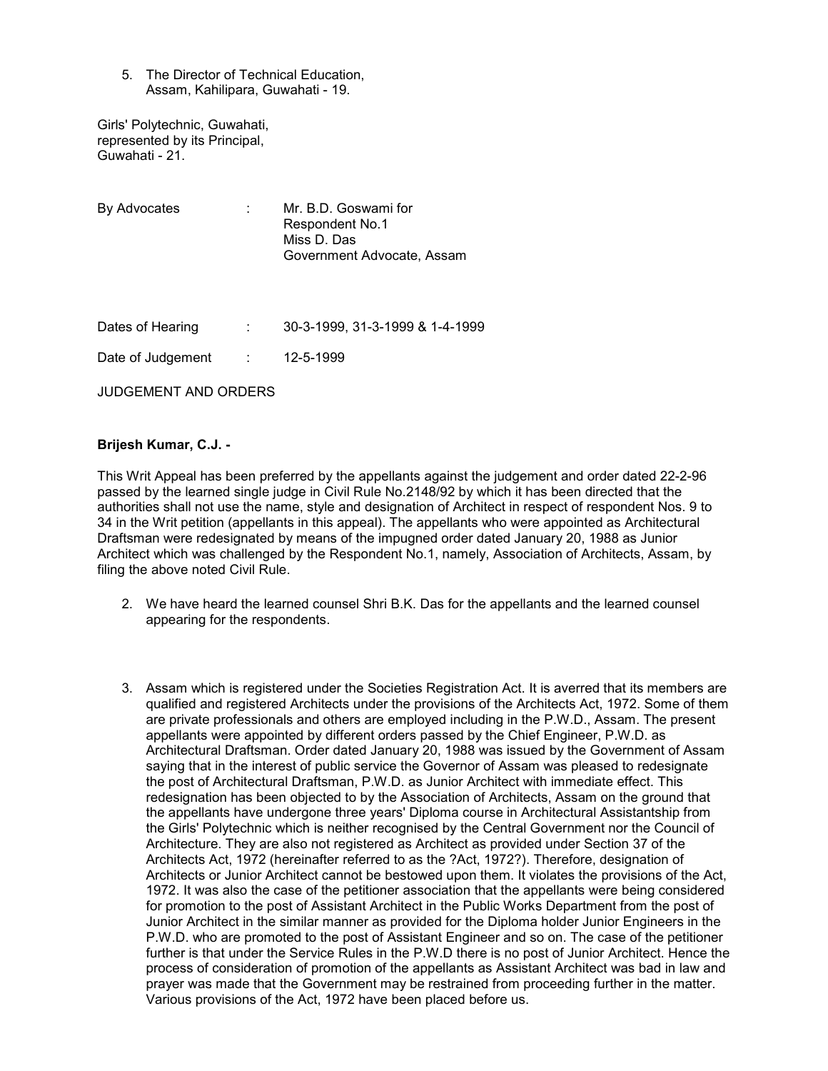5. The Director of Technical Education,
   Assam, Kahilipara, Guwahati - 19.

Girls' Polytechnic, Guwahati,
represented by its Principal,
Guwahati - 21.

| | | |
|---|---|---|
| By Advocates | : | Mr. B.D. Goswami for Respondent No.1<br>Miss D. Das<br>Government Advocate, Assam |
| Dates of Hearing | : | 30-3-1999, 31-3-1999 & 1-4-1999 |
| Date of Judgement | : | 12-5-1999 |

JUDGEMENT AND ORDERS

**Brijesh Kumar, C.J. -**

This Writ Appeal has been preferred by the appellants against the judgement and order dated 22-2-96 passed by the learned single judge in Civil Rule No.2148/92 by which it has been directed that the authorities shall not use the name, style and designation of Architect in respect of respondent Nos. 9 to 34 in the Writ petition (appellants in this appeal). The appellants who were appointed as Architectural Draftsman were redesignated by means of the impugned order dated January 20, 1988 as Junior Architect which was challenged by the Respondent No.1, namely, Association of Architects, Assam, by filing the above noted Civil Rule.

2. We have heard the learned counsel Shri B.K. Das for the appellants and the learned counsel appearing for the respondents.

3. Assam which is registered under the Societies Registration Act. It is averred that its members are qualified and registered Architects under the provisions of the Architects Act, 1972. Some of them are private professionals and others are employed including in the P.W.D., Assam. The present appellants were appointed by different orders passed by the Chief Engineer, P.W.D. as Architectural Draftsman. Order dated January 20, 1988 was issued by the Government of Assam saying that in the interest of public service the Governor of Assam was pleased to redesignate the post of Architectural Draftsman, P.W.D. as Junior Architect with immediate effect. This redesignation has been objected to by the Association of Architects, Assam on the ground that the appellants have undergone three years' Diploma course in Architectural Assistantship from the Girls' Polytechnic which is neither recognised by the Central Government nor the Council of Architecture. They are also not registered as Architect as provided under Section 37 of the Architects Act, 1972 (hereinafter referred to as the ?Act, 1972?). Therefore, designation of Architects or Junior Architect cannot be bestowed upon them. It violates the provisions of the Act, 1972. It was also the case of the petitioner association that the appellants were being considered for promotion to the post of Assistant Architect in the Public Works Department from the post of Junior Architect in the similar manner as provided for the Diploma holder Junior Engineers in the P.W.D. who are promoted to the post of Assistant Engineer and so on. The case of the petitioner further is that under the Service Rules in the P.W.D there is no post of Junior Architect. Hence the process of consideration of promotion of the appellants as Assistant Architect was bad in law and prayer was made that the Government may be restrained from proceeding further in the matter. Various provisions of the Act, 1972 have been placed before us.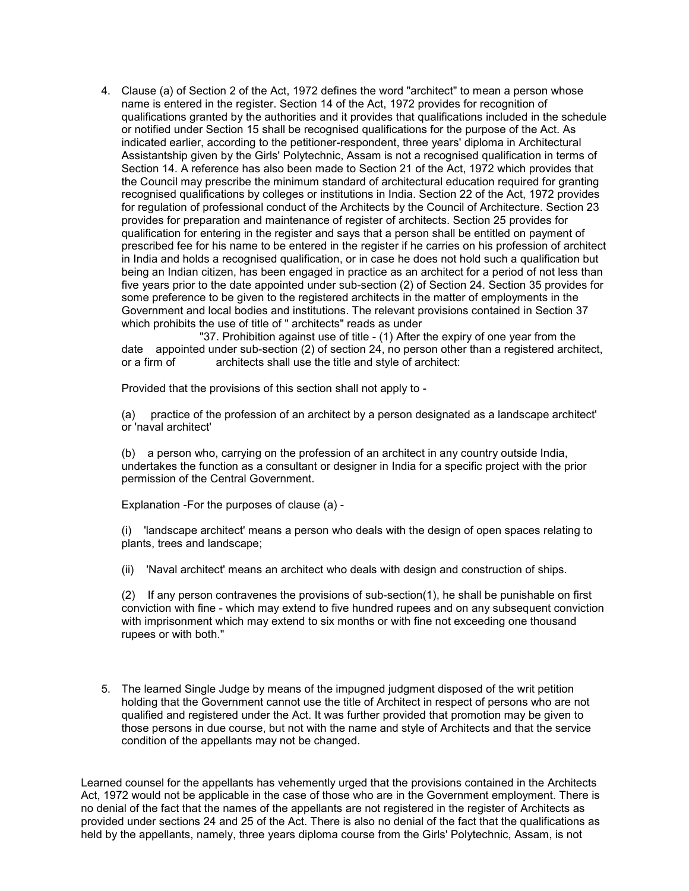4. Clause (a) of Section 2 of the Act, 1972 defines the word "architect" to mean a person whose name is entered in the register. Section 14 of the Act, 1972 provides for recognition of qualifications granted by the authorities and it provides that qualifications included in the schedule or notified under Section 15 shall be recognised qualifications for the purpose of the Act. As indicated earlier, according to the petitioner-respondent, three years' diploma in Architectural Assistantship given by the Girls' Polytechnic, Assam is not a recognised qualification in terms of Section 14. A reference has also been made to Section 21 of the Act, 1972 which provides that the Council may prescribe the minimum standard of architectural education required for granting recognised qualifications by colleges or institutions in India. Section 22 of the Act, 1972 provides for regulation of professional conduct of the Architects by the Council of Architecture. Section 23 provides for preparation and maintenance of register of architects. Section 25 provides for qualification for entering in the register and says that a person shall be entitled on payment of prescribed fee for his name to be entered in the register if he carries on his profession of architect in India and holds a recognised qualification, or in case he does not hold such a qualification but being an Indian citizen, has been engaged in practice as an architect for a period of not less than five years prior to the date appointed under sub-section (2) of Section 24. Section 35 provides for some preference to be given to the registered architects in the matter of employments in the Government and local bodies and institutions. The relevant provisions contained in Section 37 which prohibits the use of title of " architects" reads as under

"37. Prohibition against use of title - (1) After the expiry of one year from the date appointed under sub-section (2) of section 24, no person other than a registered architect, or a firm of architects shall use the title and style of architect:

Provided that the provisions of this section shall not apply to -

(a) practice of the profession of an architect by a person designated as a landscape architect' or 'naval architect'

(b) a person who, carrying on the profession of an architect in any country outside India, undertakes the function as a consultant or designer in India for a specific project with the prior permission of the Central Government.

Explanation -For the purposes of clause (a) -

(i) 'landscape architect' means a person who deals with the design of open spaces relating to plants, trees and landscape;

(ii) 'Naval architect' means an architect who deals with design and construction of ships.

(2) If any person contravenes the provisions of sub-section(1), he shall be punishable on first conviction with fine - which may extend to five hundred rupees and on any subsequent conviction with imprisonment which may extend to six months or with fine not exceeding one thousand rupees or with both."

5. The learned Single Judge by means of the impugned judgment disposed of the writ petition holding that the Government cannot use the title of Architect in respect of persons who are not qualified and registered under the Act. It was further provided that promotion may be given to those persons in due course, but not with the name and style of Architects and that the service condition of the appellants may not be changed.

Learned counsel for the appellants has vehemently urged that the provisions contained in the Architects Act, 1972 would not be applicable in the case of those who are in the Government employment. There is no denial of the fact that the names of the appellants are not registered in the register of Architects as provided under sections 24 and 25 of the Act. There is also no denial of the fact that the qualifications as held by the appellants, namely, three years diploma course from the Girls' Polytechnic, Assam, is not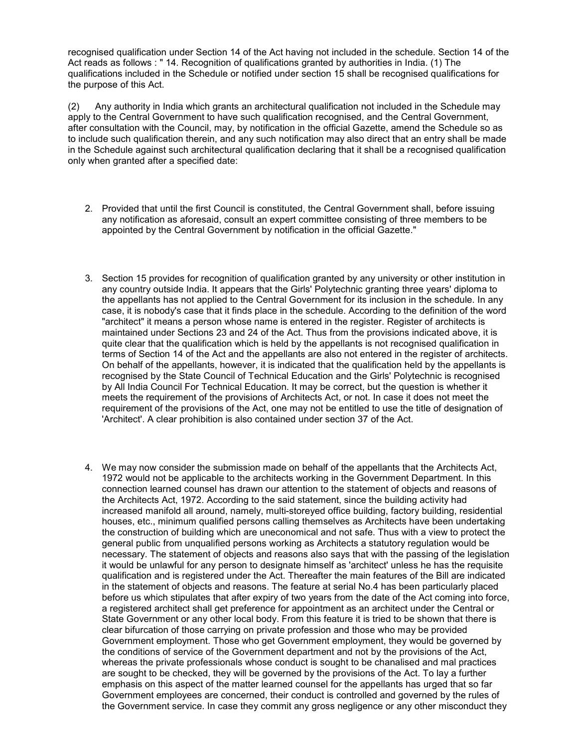recognised qualification under Section 14 of the Act having not included in the schedule. Section 14 of the Act reads as follows : " 14. Recognition of qualifications granted by authorities in India. (1) The qualifications included in the Schedule or notified under section 15 shall be recognised qualifications for the purpose of this Act.

(2) Any authority in India which grants an architectural qualification not included in the Schedule may apply to the Central Government to have such qualification recognised, and the Central Government, after consultation with the Council, may, by notification in the official Gazette, amend the Schedule so as to include such qualification therein, and any such notification may also direct that an entry shall be made in the Schedule against such architectural qualification declaring that it shall be a recognised qualification only when granted after a specified date:

2. Provided that until the first Council is constituted, the Central Government shall, before issuing any notification as aforesaid, consult an expert committee consisting of three members to be appointed by the Central Government by notification in the official Gazette."

3. Section 15 provides for recognition of qualification granted by any university or other institution in any country outside India. It appears that the Girls' Polytechnic granting three years' diploma to the appellants has not applied to the Central Government for its inclusion in the schedule. In any case, it is nobody's case that it finds place in the schedule. According to the definition of the word "architect" it means a person whose name is entered in the register. Register of architects is maintained under Sections 23 and 24 of the Act. Thus from the provisions indicated above, it is quite clear that the qualification which is held by the appellants is not recognised qualification in terms of Section 14 of the Act and the appellants are also not entered in the register of architects. On behalf of the appellants, however, it is indicated that the qualification held by the appellants is recognised by the State Council of Technical Education and the Girls' Polytechnic is recognised by All India Council For Technical Education. It may be correct, but the question is whether it meets the requirement of the provisions of Architects Act, or not. In case it does not meet the requirement of the provisions of the Act, one may not be entitled to use the title of designation of 'Architect'. A clear prohibition is also contained under section 37 of the Act.

4. We may now consider the submission made on behalf of the appellants that the Architects Act, 1972 would not be applicable to the architects working in the Government Department. In this connection learned counsel has drawn our attention to the statement of objects and reasons of the Architects Act, 1972. According to the said statement, since the building activity had increased manifold all around, namely, multi-storeyed office building, factory building, residential houses, etc., minimum qualified persons calling themselves as Architects have been undertaking the construction of building which are uneconomical and not safe. Thus with a view to protect the general public from unqualified persons working as Architects a statutory regulation would be necessary. The statement of objects and reasons also says that with the passing of the legislation it would be unlawful for any person to designate himself as 'architect' unless he has the requisite qualification and is registered under the Act. Thereafter the main features of the Bill are indicated in the statement of objects and reasons. The feature at serial No.4 has been particularly placed before us which stipulates that after expiry of two years from the date of the Act coming into force, a registered architect shall get preference for appointment as an architect under the Central or State Government or any other local body. From this feature it is tried to be shown that there is clear bifurcation of those carrying on private profession and those who may be provided Government employment. Those who get Government employment, they would be governed by the conditions of service of the Government department and not by the provisions of the Act, whereas the private professionals whose conduct is sought to be chanalised and mal practices are sought to be checked, they will be governed by the provisions of the Act. To lay a further emphasis on this aspect of the matter learned counsel for the appellants has urged that so far Government employees are concerned, their conduct is controlled and governed by the rules of the Government service. In case they commit any gross negligence or any other misconduct they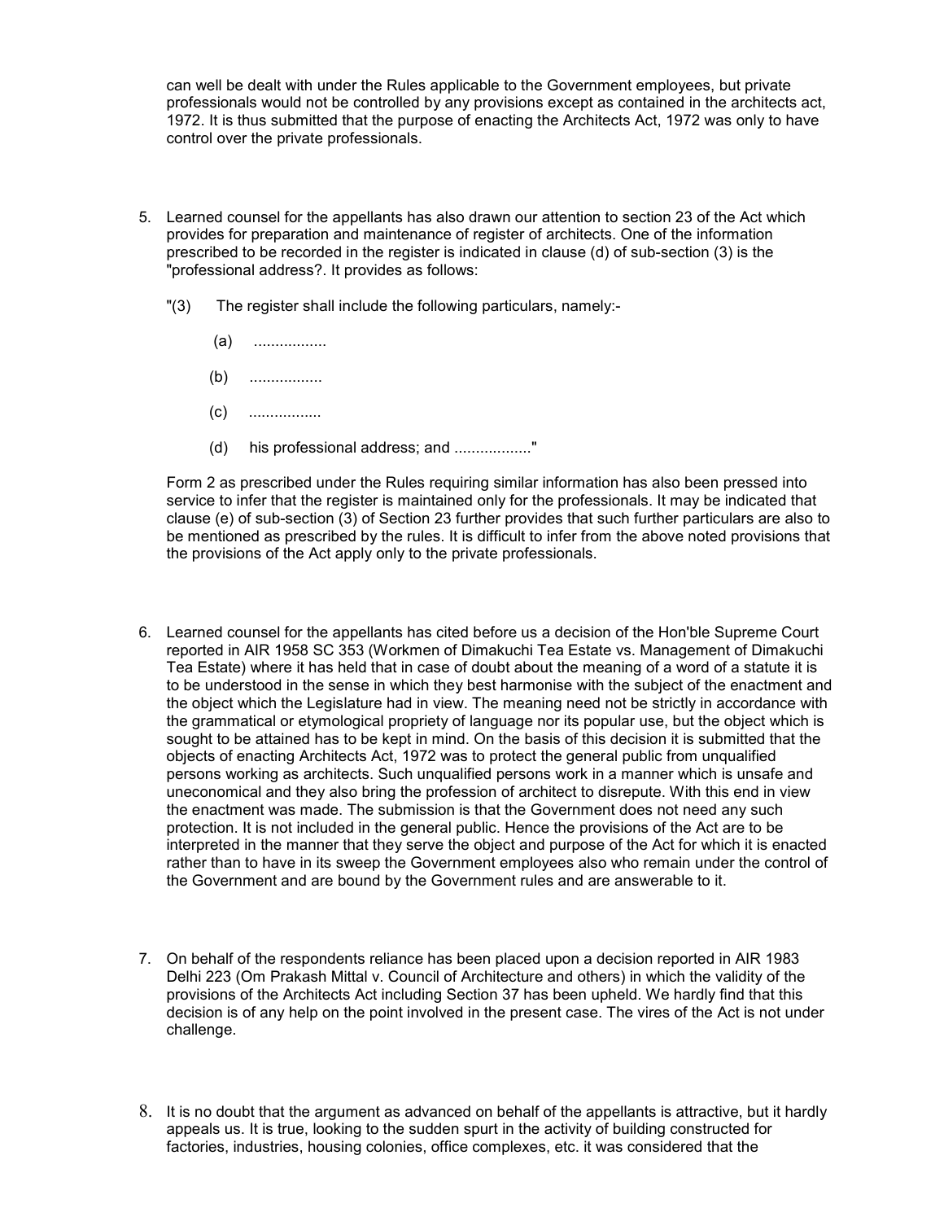can well be dealt with under the Rules applicable to the Government employees, but private professionals would not be controlled by any provisions except as contained in the architects act, 1972. It is thus submitted that the purpose of enacting the Architects Act, 1972 was only to have control over the private professionals.

5. Learned counsel for the appellants has also drawn our attention to section 23 of the Act which provides for preparation and maintenance of register of architects. One of the information prescribed to be recorded in the register is indicated in clause (d) of sub-section (3) is the "professional address?. It provides as follows:

   "(3) The register shall include the following particulars, namely:-

   (a) .................

   (b) .................

   (c) .................

   (d) his professional address; and .................."

   Form 2 as prescribed under the Rules requiring similar information has also been pressed into service to infer that the register is maintained only for the professionals. It may be indicated that clause (e) of sub-section (3) of Section 23 further provides that such further particulars are also to be mentioned as prescribed by the rules. It is difficult to infer from the above noted provisions that the provisions of the Act apply only to the private professionals.

6. Learned counsel for the appellants has cited before us a decision of the Hon'ble Supreme Court reported in AIR 1958 SC 353 (Workmen of Dimakuchi Tea Estate vs. Management of Dimakuchi Tea Estate) where it has held that in case of doubt about the meaning of a word of a statute it is to be understood in the sense in which they best harmonise with the subject of the enactment and the object which the Legislature had in view. The meaning need not be strictly in accordance with the grammatical or etymological propriety of language nor its popular use, but the object which is sought to be attained has to be kept in mind. On the basis of this decision it is submitted that the objects of enacting Architects Act, 1972 was to protect the general public from unqualified persons working as architects. Such unqualified persons work in a manner which is unsafe and uneconomical and they also bring the profession of architect to disrepute. With this end in view the enactment was made. The submission is that the Government does not need any such protection. It is not included in the general public. Hence the provisions of the Act are to be interpreted in the manner that they serve the object and purpose of the Act for which it is enacted rather than to have in its sweep the Government employees also who remain under the control of the Government and are bound by the Government rules and are answerable to it.

7. On behalf of the respondents reliance has been placed upon a decision reported in AIR 1983 Delhi 223 (Om Prakash Mittal v. Council of Architecture and others) in which the validity of the provisions of the Architects Act including Section 37 has been upheld. We hardly find that this decision is of any help on the point involved in the present case. The vires of the Act is not under challenge.

8. It is no doubt that the argument as advanced on behalf of the appellants is attractive, but it hardly appeals us. It is true, looking to the sudden spurt in the activity of building constructed for factories, industries, housing colonies, office complexes, etc. it was considered that the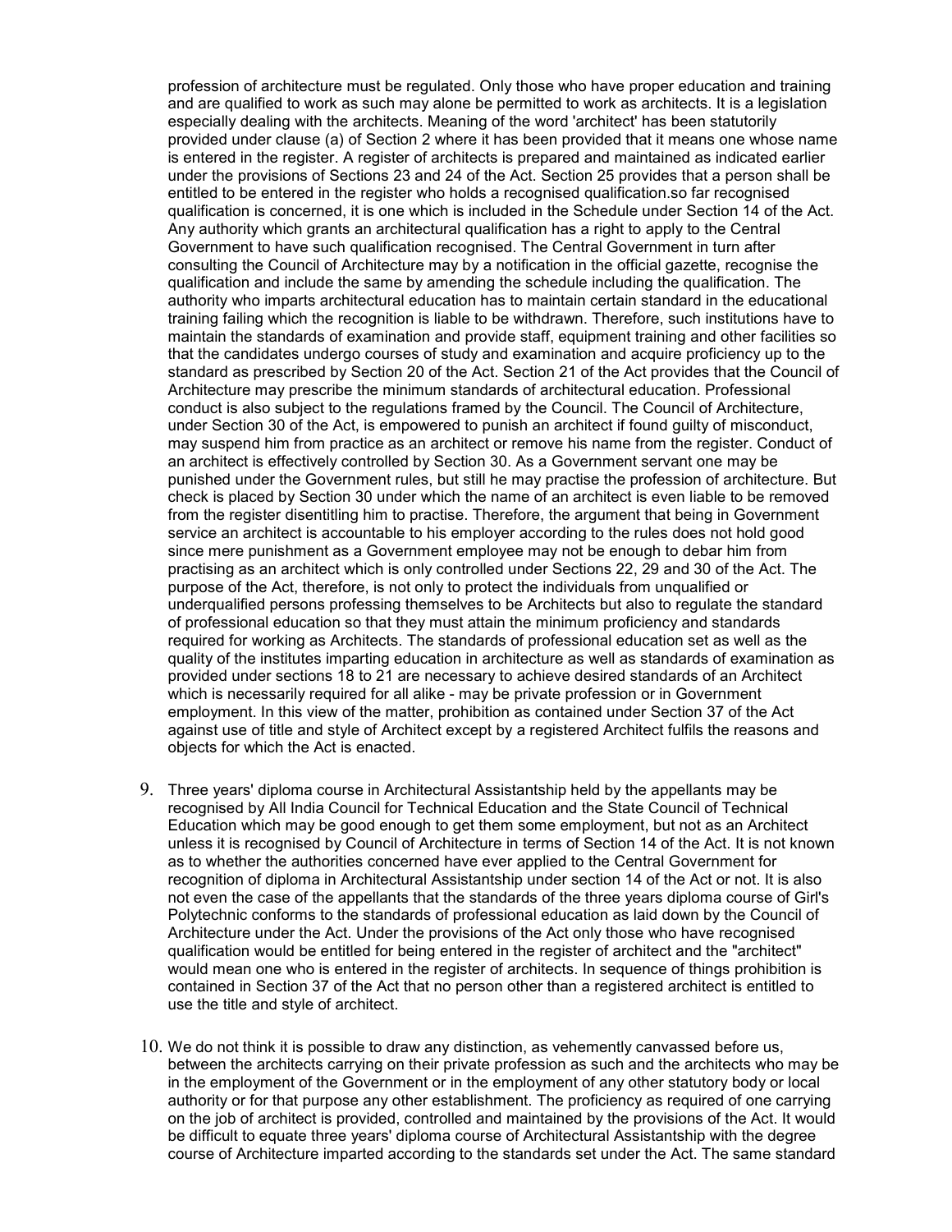profession of architecture must be regulated. Only those who have proper education and training and are qualified to work as such may alone be permitted to work as architects. It is a legislation especially dealing with the architects. Meaning of the word 'architect' has been statutorily provided under clause (a) of Section 2 where it has been provided that it means one whose name is entered in the register. A register of architects is prepared and maintained as indicated earlier under the provisions of Sections 23 and 24 of the Act. Section 25 provides that a person shall be entitled to be entered in the register who holds a recognised qualification.so far recognised qualification is concerned, it is one which is included in the Schedule under Section 14 of the Act. Any authority which grants an architectural qualification has a right to apply to the Central Government to have such qualification recognised. The Central Government in turn after consulting the Council of Architecture may by a notification in the official gazette, recognise the qualification and include the same by amending the schedule including the qualification. The authority who imparts architectural education has to maintain certain standard in the educational training failing which the recognition is liable to be withdrawn. Therefore, such institutions have to maintain the standards of examination and provide staff, equipment training and other facilities so that the candidates undergo courses of study and examination and acquire proficiency up to the standard as prescribed by Section 20 of the Act. Section 21 of the Act provides that the Council of Architecture may prescribe the minimum standards of architectural education. Professional conduct is also subject to the regulations framed by the Council. The Council of Architecture, under Section 30 of the Act, is empowered to punish an architect if found guilty of misconduct, may suspend him from practice as an architect or remove his name from the register. Conduct of an architect is effectively controlled by Section 30. As a Government servant one may be punished under the Government rules, but still he may practise the profession of architecture. But check is placed by Section 30 under which the name of an architect is even liable to be removed from the register disentitling him to practise. Therefore, the argument that being in Government service an architect is accountable to his employer according to the rules does not hold good since mere punishment as a Government employee may not be enough to debar him from practising as an architect which is only controlled under Sections 22, 29 and 30 of the Act. The purpose of the Act, therefore, is not only to protect the individuals from unqualified or underqualified persons professing themselves to be Architects but also to regulate the standard of professional education so that they must attain the minimum proficiency and standards required for working as Architects. The standards of professional education set as well as the quality of the institutes imparting education in architecture as well as standards of examination as provided under sections 18 to 21 are necessary to achieve desired standards of an Architect which is necessarily required for all alike - may be private profession or in Government employment. In this view of the matter, prohibition as contained under Section 37 of the Act against use of title and style of Architect except by a registered Architect fulfils the reasons and objects for which the Act is enacted.

9. Three years' diploma course in Architectural Assistantship held by the appellants may be recognised by All India Council for Technical Education and the State Council of Technical Education which may be good enough to get them some employment, but not as an Architect unless it is recognised by Council of Architecture in terms of Section 14 of the Act. It is not known as to whether the authorities concerned have ever applied to the Central Government for recognition of diploma in Architectural Assistantship under section 14 of the Act or not. It is also not even the case of the appellants that the standards of the three years diploma course of Girl's Polytechnic conforms to the standards of professional education as laid down by the Council of Architecture under the Act. Under the provisions of the Act only those who have recognised qualification would be entitled for being entered in the register of architect and the "architect" would mean one who is entered in the register of architects. In sequence of things prohibition is contained in Section 37 of the Act that no person other than a registered architect is entitled to use the title and style of architect.

10. We do not think it is possible to draw any distinction, as vehemently canvassed before us, between the architects carrying on their private profession as such and the architects who may be in the employment of the Government or in the employment of any other statutory body or local authority or for that purpose any other establishment. The proficiency as required of one carrying on the job of architect is provided, controlled and maintained by the provisions of the Act. It would be difficult to equate three years' diploma course of Architectural Assistantship with the degree course of Architecture imparted according to the standards set under the Act. The same standard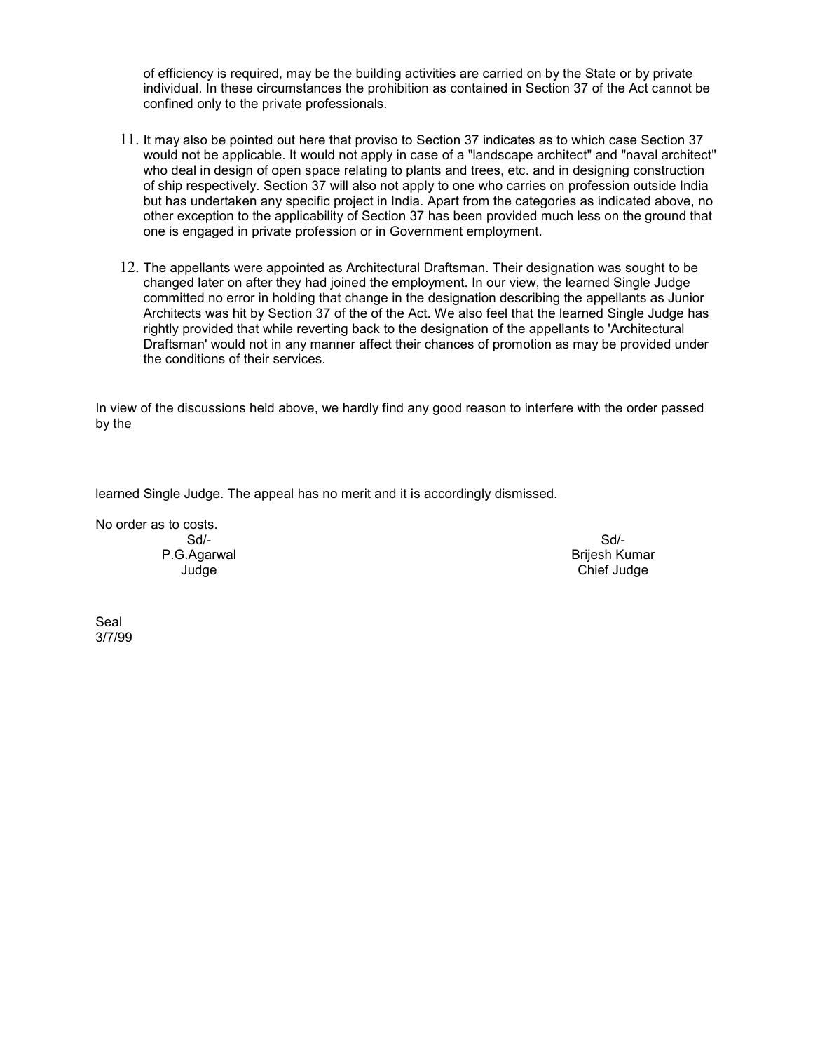of efficiency is required, may be the building activities are carried on by the State or by private individual. In these circumstances the prohibition as contained in Section 37 of the Act cannot be confined only to the private professionals.

11. It may also be pointed out here that proviso to Section 37 indicates as to which case Section 37 would not be applicable. It would not apply in case of a "landscape architect" and "naval architect" who deal in design of open space relating to plants and trees, etc. and in designing construction of ship respectively. Section 37 will also not apply to one who carries on profession outside India but has undertaken any specific project in India. Apart from the categories as indicated above, no other exception to the applicability of Section 37 has been provided much less on the ground that one is engaged in private profession or in Government employment.

12. The appellants were appointed as Architectural Draftsman. Their designation was sought to be changed later on after they had joined the employment. In our view, the learned Single Judge committed no error in holding that change in the designation describing the appellants as Junior Architects was hit by Section 37 of the of the Act. We also feel that the learned Single Judge has rightly provided that while reverting back to the designation of the appellants to 'Architectural Draftsman' would not in any manner affect their chances of promotion as may be provided under the conditions of their services.

In view of the discussions held above, we hardly find any good reason to interfere with the order passed by the

learned Single Judge. The appeal has no merit and it is accordingly dismissed.

No order as to costs.

Sd/-
P.G.Agarwal
Judge

Sd/-
Brijesh Kumar
Chief Judge

Seal
3/7/99